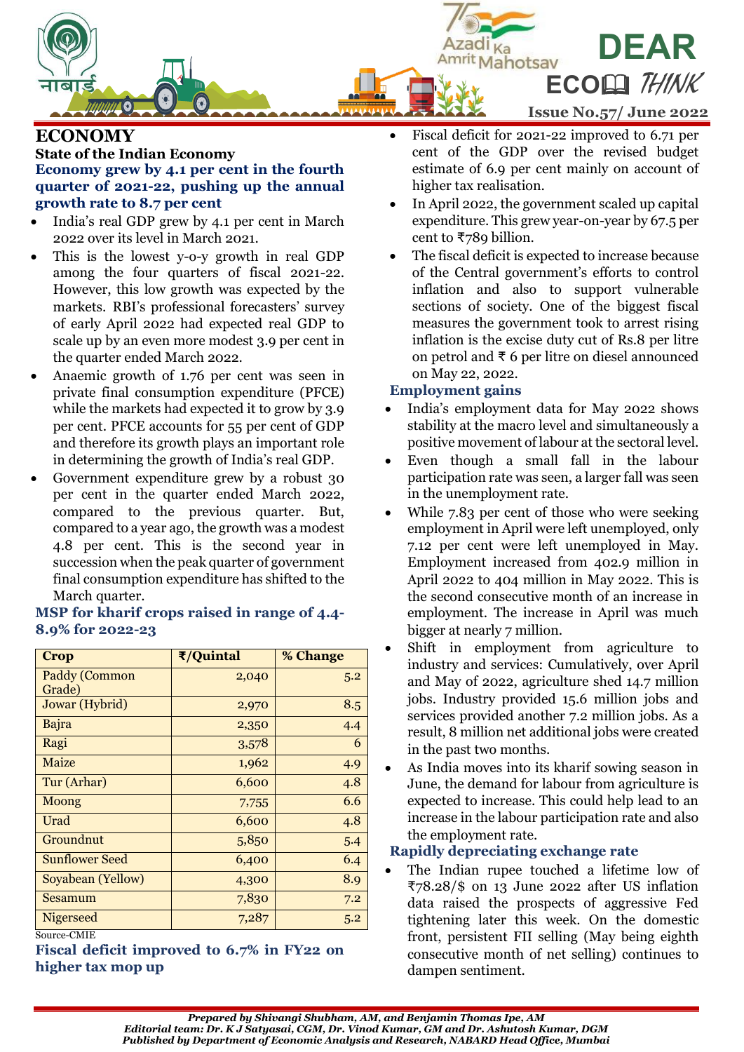# DEAR ECO THINK

Issue No.57/ June 2022

## ECONOMY

### State of the Indian Economy

**Economy grew by 4.1 per cent in the fourth quarter of 2021-22, pushing up the annual growth rate to 8.7 per cent**

- India's real GDP grew by 4.1 per cent in March 2022 over its level in March 2021.
- This is the lowest y-o-y growth in real GDP among the four quarters of fiscal 2021-22. However, this low growth was expected by the markets. RBI's professional forecasters' survey of early April 2022 had expected real GDP to scale up by an even more modest 3.9 per cent in the quarter ended March 2022.
- Anaemic growth of 1.76 per cent was seen in private final consumption expenditure (PFCE) while the markets had expected it to grow by 3.9 per cent. PFCE accounts for 55 per cent of GDP and therefore its growth plays an important role in determining the growth of India's real GDP.
- Government expenditure grew by a robust 30 per cent in the quarter ended March 2022, compared to the previous quarter. But, compared to a year ago, the growth was a modest 4.8 per cent. This is the second year in succession when the peak quarter of government final consumption expenditure has shifted to the March quarter.

**MSP for kharif crops raised in range of 4.4-8.9% for 2022-23**

| Crop | ₹/Quintal | % Change |
|---|---|---|
| Paddy (Common Grade) | 2,040 | 5.2 |
| Jowar (Hybrid) | 2,970 | 8.5 |
| Bajra | 2,350 | 4.4 |
| Ragi | 3,578 | 6 |
| Maize | 1,962 | 4.9 |
| Tur (Arhar) | 6,600 | 4.8 |
| Moong | 7,755 | 6.6 |
| Urad | 6,600 | 4.8 |
| Groundnut | 5,850 | 5.4 |
| Sunflower Seed | 6,400 | 6.4 |
| Soyabean (Yellow) | 4,300 | 8.9 |
| Sesamum | 7,830 | 7.2 |
| Nigerseed | 7,287 | 5.2 |

Source-CMIE

**Fiscal deficit improved to 6.7% in FY22 on higher tax mop up**

- Fiscal deficit for 2021-22 improved to 6.71 per cent of the GDP over the revised budget estimate of 6.9 per cent mainly on account of higher tax realisation.
- In April 2022, the government scaled up capital expenditure. This grew year-on-year by 67.5 per cent to ₹789 billion.
- The fiscal deficit is expected to increase because of the Central government's efforts to control inflation and also to support vulnerable sections of society. One of the biggest fiscal measures the government took to arrest rising inflation is the excise duty cut of Rs.8 per litre on petrol and ₹ 6 per litre on diesel announced on May 22, 2022.

**Employment gains**

- India's employment data for May 2022 shows stability at the macro level and simultaneously a positive movement of labour at the sectoral level.
- Even though a small fall in the labour participation rate was seen, a larger fall was seen in the unemployment rate.
- While 7.83 per cent of those who were seeking employment in April were left unemployed, only 7.12 per cent were left unemployed in May. Employment increased from 402.9 million in April 2022 to 404 million in May 2022. This is the second consecutive month of an increase in employment. The increase in April was much bigger at nearly 7 million.
- Shift in employment from agriculture to industry and services: Cumulatively, over April and May of 2022, agriculture shed 14.7 million jobs. Industry provided 15.6 million jobs and services provided another 7.2 million jobs. As a result, 8 million net additional jobs were created in the past two months.
- As India moves into its kharif sowing season in June, the demand for labour from agriculture is expected to increase. This could help lead to an increase in the labour participation rate and also the employment rate.

**Rapidly depreciating exchange rate**

- The Indian rupee touched a lifetime low of ₹78.28/$ on 13 June 2022 after US inflation data raised the prospects of aggressive Fed tightening later this week. On the domestic front, persistent FII selling (May being eighth consecutive month of net selling) continues to dampen sentiment.

*Prepared by Shivangi Shubham, AM, and Benjamin Thomas Ipe, AM*
*Editorial team: Dr. K J Satyasai, CGM, Dr. Vinod Kumar, GM and Dr. Ashutosh Kumar, DGM*
*Published by Department of Economic Analysis and Research, NABARD Head Office, Mumbai*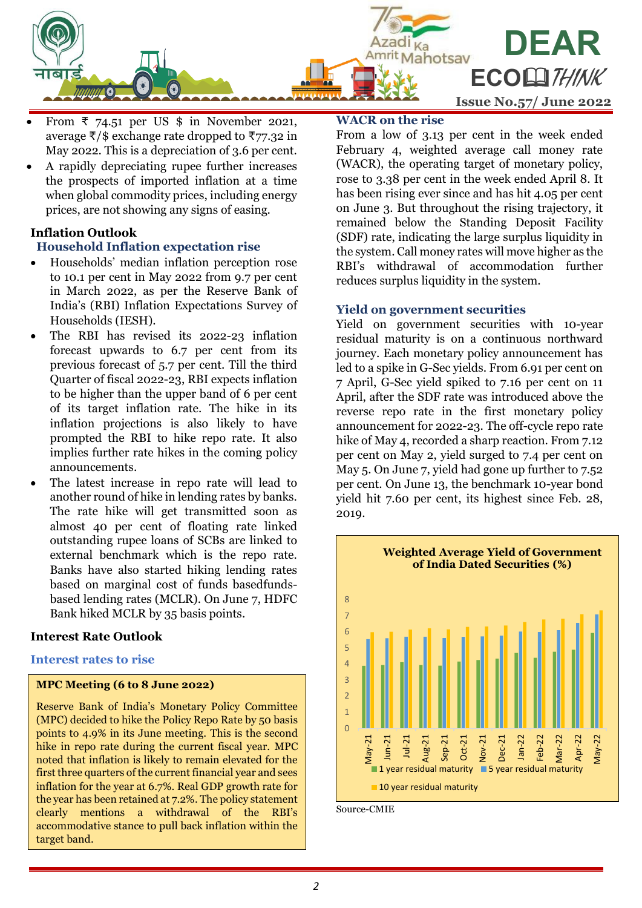- From ₹ 74.51 per US $ in November 2021, average ₹/$ exchange rate dropped to ₹77.32 in May 2022. This is a depreciation of 3.6 per cent.
- A rapidly depreciating rupee further increases the prospects of imported inflation at a time when global commodity prices, including energy prices, are not showing any signs of easing.

## Inflation Outlook

### Household Inflation expectation rise

- Households' median inflation perception rose to 10.1 per cent in May 2022 from 9.7 per cent in March 2022, as per the Reserve Bank of India's (RBI) Inflation Expectations Survey of Households (IESH).
- The RBI has revised its 2022-23 inflation forecast upwards to 6.7 per cent from its previous forecast of 5.7 per cent. Till the third Quarter of fiscal 2022-23, RBI expects inflation to be higher than the upper band of 6 per cent of its target inflation rate. The hike in its inflation projections is also likely to have prompted the RBI to hike repo rate. It also implies further rate hikes in the coming policy announcements.
- The latest increase in repo rate will lead to another round of hike in lending rates by banks. The rate hike will get transmitted soon as almost 40 per cent of floating rate linked outstanding rupee loans of SCBs are linked to external benchmark which is the repo rate. Banks have also started hiking lending rates based on marginal cost of funds basedfunds-based lending rates (MCLR). On June 7, HDFC Bank hiked MCLR by 35 basis points.

## Interest Rate Outlook

### Interest rates to rise

**MPC Meeting (6 to 8 June 2022)**

Reserve Bank of India's Monetary Policy Committee (MPC) decided to hike the Policy Repo Rate by 50 basis points to 4.9% in its June meeting. This is the second hike in repo rate during the current fiscal year. MPC noted that inflation is likely to remain elevated for the first three quarters of the current financial year and sees inflation for the year at 6.7%. Real GDP growth rate for the year has been retained at 7.2%. The policy statement clearly mentions a withdrawal of the RBI's accommodative stance to pull back inflation within the target band.

### WACR on the rise

From a low of 3.13 per cent in the week ended February 4, weighted average call money rate (WACR), the operating target of monetary policy, rose to 3.38 per cent in the week ended April 8. It has been rising ever since and has hit 4.05 per cent on June 3. But throughout the rising trajectory, it remained below the Standing Deposit Facility (SDF) rate, indicating the large surplus liquidity in the system. Call money rates will move higher as the RBI's withdrawal of accommodation further reduces surplus liquidity in the system.

### Yield on government securities

Yield on government securities with 10-year residual maturity is on a continuous northward journey. Each monetary policy announcement has led to a spike in G-Sec yields. From 6.91 per cent on 7 April, G-Sec yield spiked to 7.16 per cent on 11 April, after the SDF rate was introduced above the reverse repo rate in the first monetary policy announcement for 2022-23. The off-cycle repo rate hike of May 4, recorded a sharp reaction. From 7.12 per cent on May 2, yield surged to 7.4 per cent on May 5. On June 7, yield had gone up further to 7.52 per cent. On June 13, the benchmark 10-year bond yield hit 7.60 per cent, its highest since Feb. 28, 2019.

**Weighted Average Yield of Government of India Dated Securities (%)**

(Bar chart: May-21 to May-22; series: 1 year residual maturity, 5 year residual maturity, 10 year residual maturity)

Source-CMIE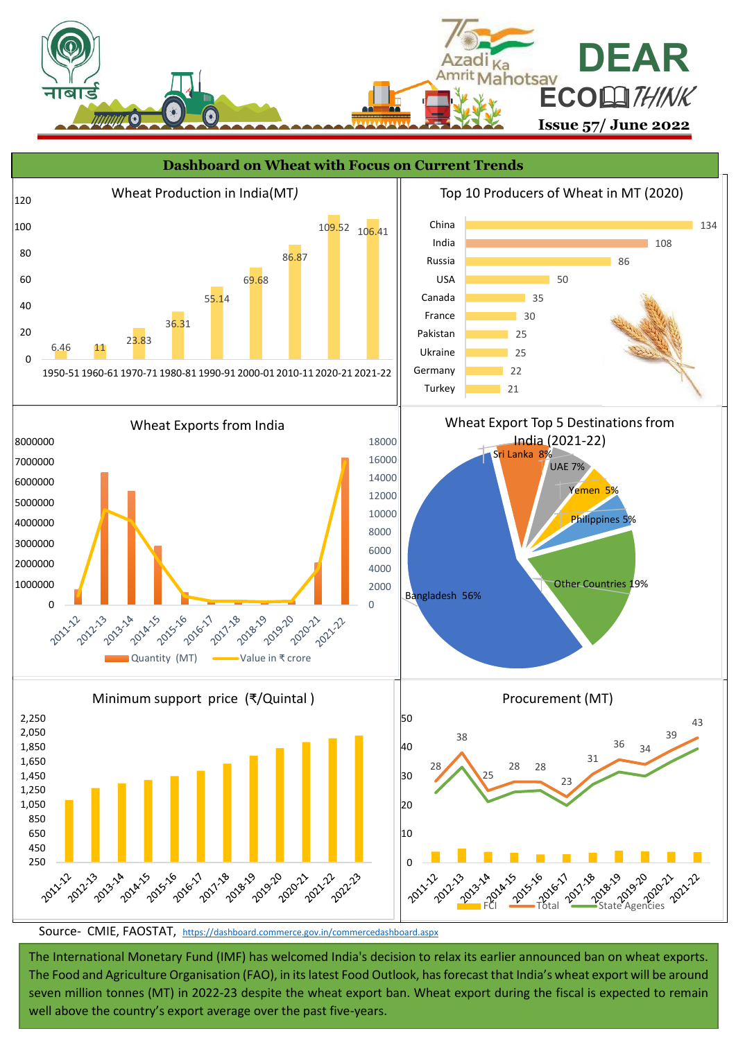# Dashboard on Wheat with Focus on Current Trends

## Wheat Production in India(MT)

| Year | Production |
|---|---|
| 1950-51 | 6.46 |
| 1960-61 | 11 |
| 1970-71 | 23.83 |
| 1980-81 | 36.31 |
| 1990-91 | 55.14 |
| 2000-01 | 69.68 |
| 2010-11 | 86.87 |
| 2020-21 | 109.52 |
| 2021-22 | 106.41 |

## Top 10 Producers of Wheat in MT (2020)

| Country | Production |
|---|---|
| China | 134 |
| India | 108 |
| Russia | 86 |
| USA | 50 |
| Canada | 35 |
| France | 30 |
| Pakistan | 25 |
| Ukraine | 25 |
| Germany | 22 |
| Turkey | 21 |

## Wheat Exports from India

Quantity (MT) and Value in ₹ crore, 2011-12 to 2021-22

## Wheat Export Top 5 Destinations from India (2021-22)

| Destination | Share |
|---|---|
| Bangladesh | 56% |
| Sri Lanka | 8% |
| UAE | 7% |
| Yemen | 5% |
| Philippines | 5% |
| Other Countries | 19% |

## Minimum support price (₹/Quintal )

2011-12 to 2022-23

## Procurement (MT)

| Year | Total |
|---|---|
| 2011-12 | 28 |
| 2012-13 | 38 |
| 2013-14 | 25 |
| 2014-15 | 28 |
| 2015-16 | 28 |
| 2016-17 | 23 |
| 2017-18 | 31 |
| 2018-19 | 36 |
| 2019-20 | 34 |
| 2020-21 | 39 |
| 2021-22 | 43 |

FCI, Total, State Agencies

Source- CMIE, FAOSTAT, https://dashboard.commerce.gov.in/commercedashboard.aspx

The International Monetary Fund (IMF) has welcomed India's decision to relax its earlier announced ban on wheat exports. The Food and Agriculture Organisation (FAO), in its latest Food Outlook, has forecast that India's wheat export will be around seven million tonnes (MT) in 2022-23 despite the wheat export ban. Wheat export during the fiscal is expected to remain well above the country's export average over the past five-years.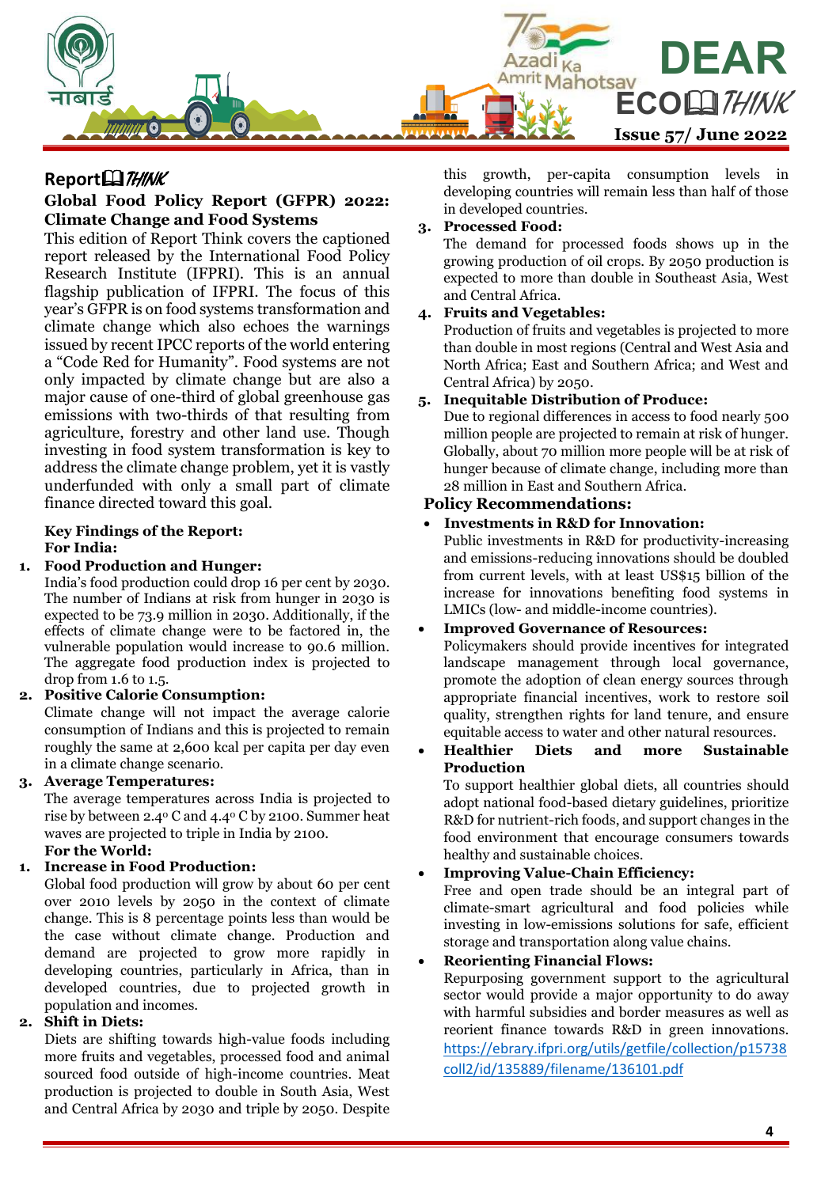## Report THINK

### Global Food Policy Report (GFPR) 2022: Climate Change and Food Systems

This edition of Report Think covers the captioned report released by the International Food Policy Research Institute (IFPRI). This is an annual flagship publication of IFPRI. The focus of this year's GFPR is on food systems transformation and climate change which also echoes the warnings issued by recent IPCC reports of the world entering a "Code Red for Humanity". Food systems are not only impacted by climate change but are also a major cause of one-third of global greenhouse gas emissions with two-thirds of that resulting from agriculture, forestry and other land use. Though investing in food system transformation is key to address the climate change problem, yet it is vastly underfunded with only a small part of climate finance directed toward this goal.

**Key Findings of the Report:**
**For India:**

1. **Food Production and Hunger:**
   India's food production could drop 16 per cent by 2030. The number of Indians at risk from hunger in 2030 is expected to be 73.9 million in 2030. Additionally, if the effects of climate change were to be factored in, the vulnerable population would increase to 90.6 million. The aggregate food production index is projected to drop from 1.6 to 1.5.
2. **Positive Calorie Consumption:**
   Climate change will not impact the average calorie consumption of Indians and this is projected to remain roughly the same at 2,600 kcal per capita per day even in a climate change scenario.
3. **Average Temperatures:**
   The average temperatures across India is projected to rise by between 2.4° C and 4.4° C by 2100. Summer heat waves are projected to triple in India by 2100.

**For the World:**

1. **Increase in Food Production:**
   Global food production will grow by about 60 per cent over 2010 levels by 2050 in the context of climate change. This is 8 percentage points less than would be the case without climate change. Production and demand are projected to grow more rapidly in developing countries, particularly in Africa, than in developed countries, due to projected growth in population and incomes.
2. **Shift in Diets:**
   Diets are shifting towards high-value foods including more fruits and vegetables, processed food and animal sourced food outside of high-income countries. Meat production is projected to double in South Asia, West and Central Africa by 2030 and triple by 2050. Despite this growth, per-capita consumption levels in developing countries will remain less than half of those in developed countries.
3. **Processed Food:**
   The demand for processed foods shows up in the growing production of oil crops. By 2050 production is expected to more than double in Southeast Asia, West and Central Africa.
4. **Fruits and Vegetables:**
   Production of fruits and vegetables is projected to more than double in most regions (Central and West Asia and North Africa; East and Southern Africa; and West and Central Africa) by 2050.
5. **Inequitable Distribution of Produce:**
   Due to regional differences in access to food nearly 500 million people are projected to remain at risk of hunger. Globally, about 70 million more people will be at risk of hunger because of climate change, including more than 28 million in East and Southern Africa.

**Policy Recommendations:**

- **Investments in R&D for Innovation:**
  Public investments in R&D for productivity-increasing and emissions-reducing innovations should be doubled from current levels, with at least US$15 billion of the increase for innovations benefiting food systems in LMICs (low- and middle-income countries).
- **Improved Governance of Resources:**
  Policymakers should provide incentives for integrated landscape management through local governance, promote the adoption of clean energy sources through appropriate financial incentives, work to restore soil quality, strengthen rights for land tenure, and ensure equitable access to water and other natural resources.
- **Healthier Diets and more Sustainable Production**
  To support healthier global diets, all countries should adopt national food-based dietary guidelines, prioritize R&D for nutrient-rich foods, and support changes in the food environment that encourage consumers towards healthy and sustainable choices.
- **Improving Value-Chain Efficiency:**
  Free and open trade should be an integral part of climate-smart agricultural and food policies while investing in low-emissions solutions for safe, efficient storage and transportation along value chains.
- **Reorienting Financial Flows:**
  Repurposing government support to the agricultural sector would provide a major opportunity to do away with harmful subsidies and border measures as well as reorient finance towards R&D in green innovations.
  https://ebrary.ifpri.org/utils/getfile/collection/p15738coll2/id/135889/filename/136101.pdf